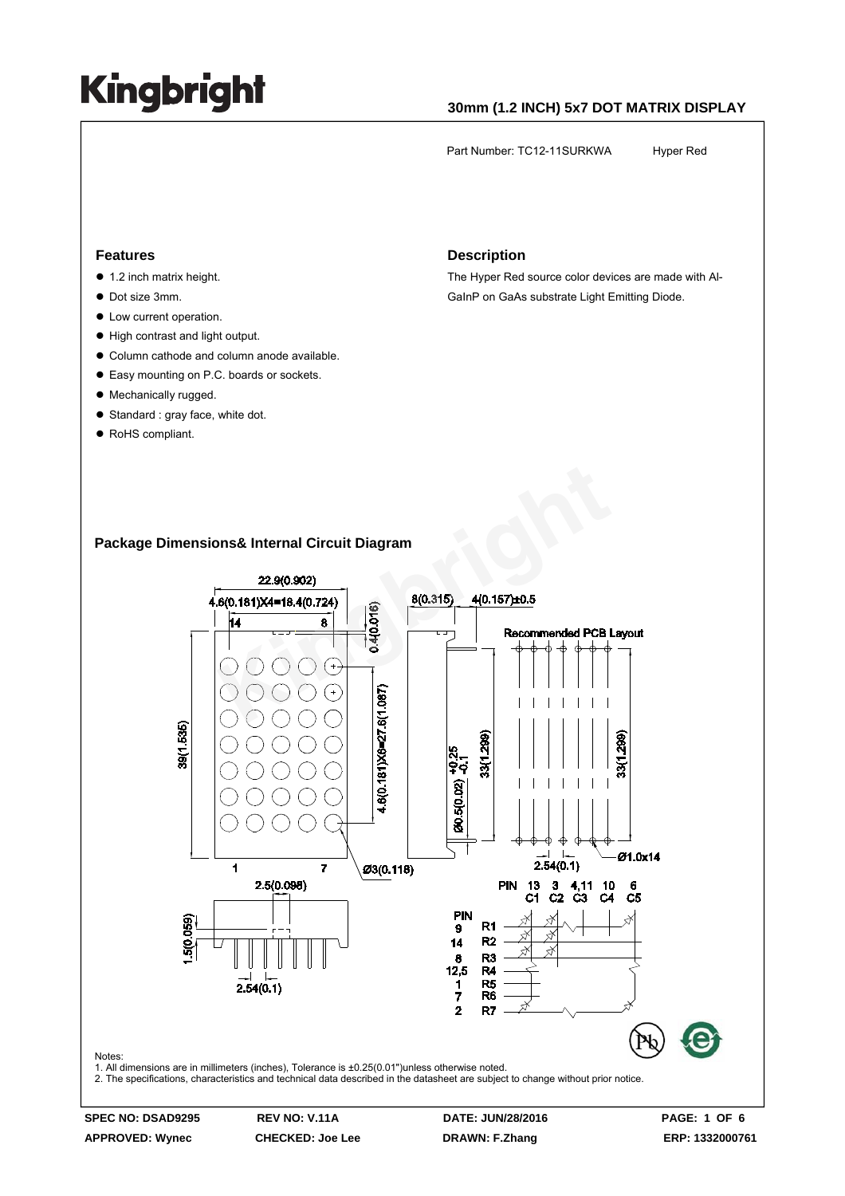# Kingbright

## 30mm (1.2 INCH) 5x7 DOT MATRIX DISPLAY

Part Number: TC12-11SURKWA Hyper Red

### Features

- 1.2 inch matrix height.
- Dot size 3mm.
- Low current operation.
- High contrast and light output.
- Column cathode and column anode available.
- Easy mounting on P.C. boards or sockets.
- Mechanically rugged.
- Standard : gray face, white dot.
- RoHS compliant.

### Description

The Hyper Red source color devices are made with Al-GaInP on GaAs substrate Light Emitting Diode.

### Package Dimensions& Internal Circuit Diagram

Notes:
1. All dimensions are in millimeters (inches), Tolerance is ±0.25(0.01")unless otherwise noted.
2. The specifications, characteristics and technical data described in the datasheet are subject to change without prior notice.

| SPEC NO: DSAD9295 | REV NO: V.11A | DATE: JUN/28/2016 | ERP: 1332000761 |
|---|---|---|---|
| APPROVED: Wynec | CHECKED: Joe Lee | DRAWN: F.Zhang | |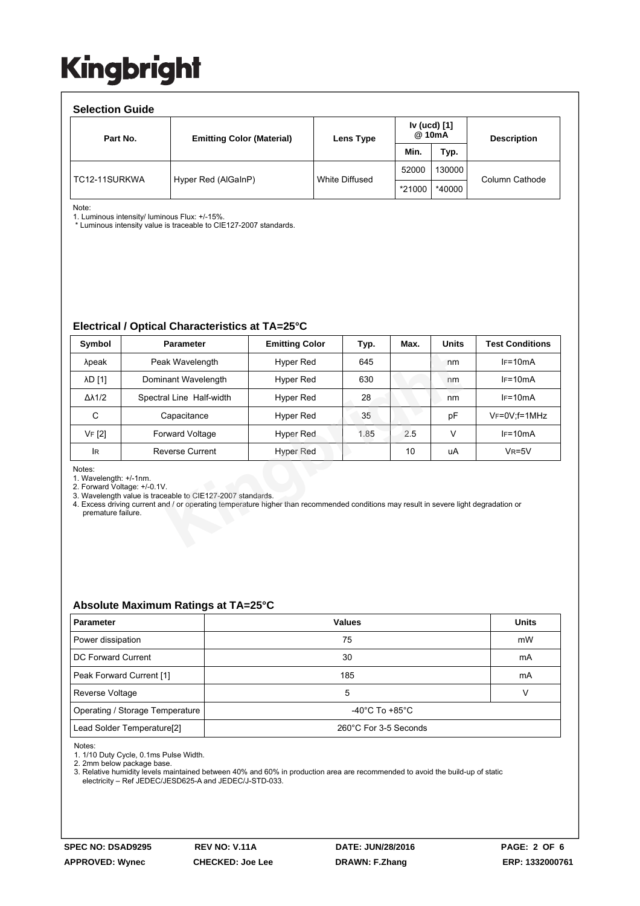Kingbright

## Selection Guide

| Part No. | Emitting Color (Material) | Lens Type | Iv (ucd) [1] @ 10mA | | Description |
|---|---|---|---|---|---|
| | | | Min. | Typ. | |
| TC12-11SURKWA | Hyper Red (AlGaInP) | White Diffused | 52000 | 130000 | Column Cathode |
| | | | *21000 | *40000 | |

Note:
1. Luminous intensity/ luminous Flux: +/-15%.
 * Luminous intensity value is traceable to CIE127-2007 standards.

## Electrical / Optical Characteristics at TA=25°C

| Symbol | Parameter | Emitting Color | Typ. | Max. | Units | Test Conditions |
|---|---|---|---|---|---|---|
| λpeak | Peak Wavelength | Hyper Red | 645 | | nm | IF=10mA |
| λD [1] | Dominant Wavelength | Hyper Red | 630 | | nm | IF=10mA |
| Δλ1/2 | Spectral Line Half-width | Hyper Red | 28 | | nm | IF=10mA |
| C | Capacitance | Hyper Red | 35 | | pF | VF=0V;f=1MHz |
| VF [2] | Forward Voltage | Hyper Red | 1.85 | 2.5 | V | IF=10mA |
| IR | Reverse Current | Hyper Red | | 10 | uA | VR=5V |

Notes:
1. Wavelength: +/-1nm.
2. Forward Voltage: +/-0.1V.
3. Wavelength value is traceable to CIE127-2007 standards.
4. Excess driving current and / or operating temperature higher than recommended conditions may result in severe light degradation or premature failure.

## Absolute Maximum Ratings at TA=25°C

| Parameter | Values | Units |
|---|---|---|
| Power dissipation | 75 | mW |
| DC Forward Current | 30 | mA |
| Peak Forward Current [1] | 185 | mA |
| Reverse Voltage | 5 | V |
| Operating / Storage Temperature | -40°C To +85°C | |
| Lead Solder Temperature[2] | 260°C For 3-5 Seconds | |

Notes:
1. 1/10 Duty Cycle, 0.1ms Pulse Width.
2. 2mm below package base.
3. Relative humidity levels maintained between 40% and 60% in production area are recommended to avoid the build-up of static electricity – Ref JEDEC/JESD625-A and JEDEC/J-STD-033.

SPEC NO: DSAD9295 | REV NO: V.11A | DATE: JUN/28/2016 | ERP: 1332000761
APPROVED: Wynec | CHECKED: Joe Lee | DRAWN: F.Zhang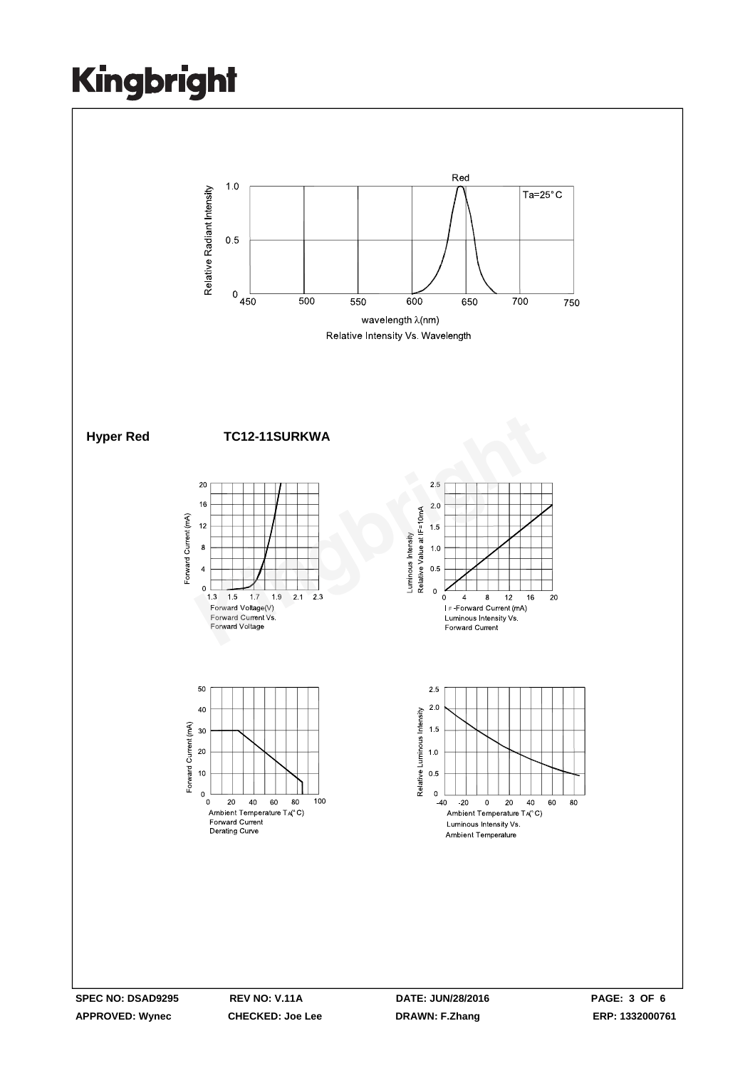Relative Intensity Vs. Wavelength

**Hyper Red** **TC12-11SURKWA**

Forward Current Vs. Forward Voltage

Luminous Intensity Vs. Forward Current

Forward Current Derating Curve

Luminous Intensity Vs. Ambient Temperature

| SPEC NO: DSAD9295 | REV NO: V.11A | DATE: JUN/28/2016 | |
|---|---|---|---|
| APPROVED: Wynec | CHECKED: Joe Lee | DRAWN: F.Zhang | ERP: 1332000761 |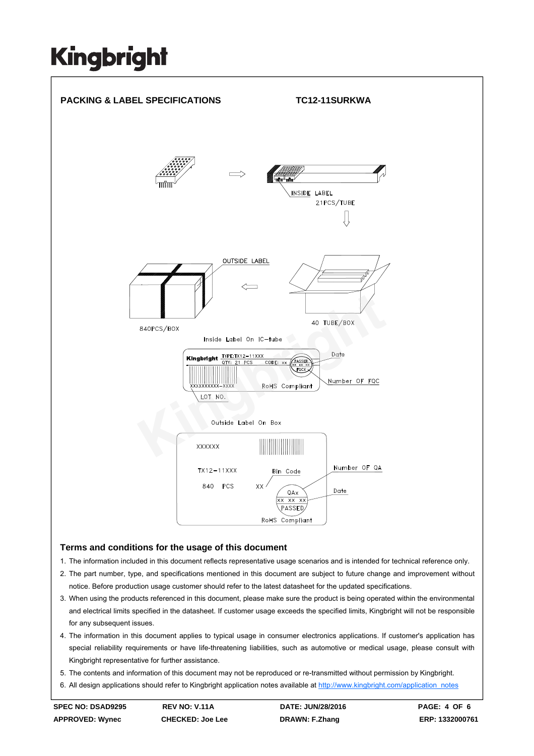## PACKING & LABEL SPECIFICATIONS

**TC12-11SURKWA**

INSIDE LABEL

21PCS/TUBE

OUTSIDE LABEL

840PCS/BOX

40 TUBE/BOX

Inside Label On IC-tube

Kingbright TYPE:TX12-11XXX QTY: 21 PCS CODE: XX PASSED XX XX XX FQCX

XXXXXXXXXX-XXXX RoHS Compliant

LOT NO.

Date

Number OF FQC

Outside Label On Box

XXXXXX

TX12-11XXX

840 PCS

Bin Code

XX

QAx XX XX XX PASSED

RoHS Compliant

Number OF QA

Date

### Terms and conditions for the usage of this document

1. The information included in this document reflects representative usage scenarios and is intended for technical reference only.
2. The part number, type, and specifications mentioned in this document are subject to future change and improvement without notice. Before production usage customer should refer to the latest datasheet for the updated specifications.
3. When using the products referenced in this document, please make sure the product is being operated within the environmental and electrical limits specified in the datasheet. If customer usage exceeds the specified limits, Kingbright will not be responsible for any subsequent issues.
4. The information in this document applies to typical usage in consumer electronics applications. If customer's application has special reliability requirements or have life-threatening liabilities, such as automotive or medical usage, please consult with Kingbright representative for further assistance.
5. The contents and information of this document may not be reproduced or re-transmitted without permission by Kingbright.
6. All design applications should refer to Kingbright application notes available at http://www.kingbright.com/application_notes

| SPEC NO: DSAD9295 | REV NO: V.11A | DATE: JUN/28/2016 | ERP: 1332000761 |
|---|---|---|---|
| APPROVED: Wynec | CHECKED: Joe Lee | DRAWN: F.Zhang | |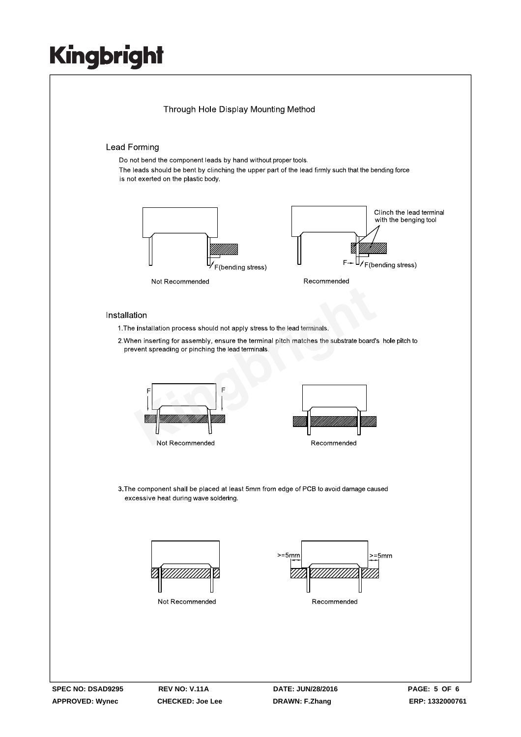# Through Hole Display Mounting Method

## Lead Forming

Do not bend the component leads by hand without proper tools.
The leads should be bent by clinching the upper part of the lead firmly such that the bending force is not exerted on the plastic body.

F(bending stress)

Not Recommended

Clinch the lead terminal with the benging tool

F F(bending stress)

Recommended

## Installation

1. The installation process should not apply stress to the lead terminals.
2. When inserting for assembly, ensure the terminal pitch matches the substrate board's hole pitch to prevent spreading or pinching the lead terminals.

F F

Not Recommended

Recommended

3. The component shall be placed at least 5mm from edge of PCB to avoid damage caused excessive heat during wave soldering.

Not Recommended

>=5mm >=5mm

Recommended

| SPEC NO: DSAD9295 | REV NO: V.11A | DATE: JUN/28/2016 | PAGE: 5 OF 6 |
| --- | --- | --- | --- |
| APPROVED: Wynec | CHECKED: Joe Lee | DRAWN: F.Zhang | ERP: 1332000761 |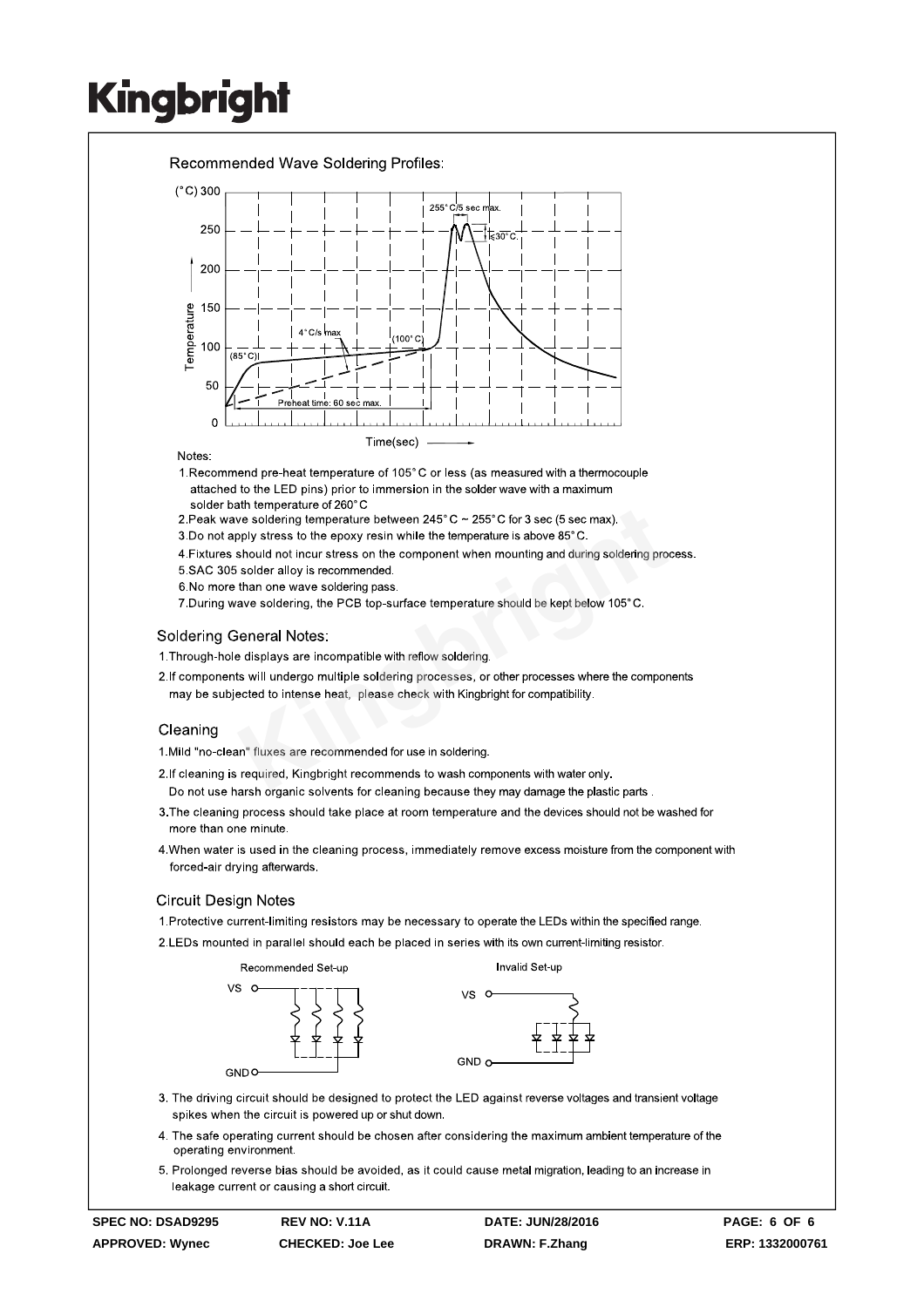Recommended Wave Soldering Profiles:

(°C) 300
250
200
150
100
50
0
Temperature
Time(sec)
255°C/5 sec max.
≤30°C.
4°C/s max
(100°C)
(85°C)
Preheat time: 60 sec max.

Notes:

1. Recommend pre-heat temperature of 105°C or less (as measured with a thermocouple attached to the LED pins) prior to immersion in the solder wave with a maximum solder bath temperature of 260°C
2. Peak wave soldering temperature between 245°C ~ 255°C for 3 sec (5 sec max).
3. Do not apply stress to the epoxy resin while the temperature is above 85°C.
4. Fixtures should not incur stress on the component when mounting and during soldering process.
5. SAC 305 solder alloy is recommended.
6. No more than one wave soldering pass.
7. During wave soldering, the PCB top-surface temperature should be kept below 105°C.

## Soldering General Notes:

1. Through-hole displays are incompatible with reflow soldering.
2. If components will undergo multiple soldering processes, or other processes where the components may be subjected to intense heat, please check with Kingbright for compatibility.

## Cleaning

1. Mild "no-clean" fluxes are recommended for use in soldering.
2. If cleaning is required, Kingbright recommends to wash components with water only. Do not use harsh organic solvents for cleaning because they may damage the plastic parts .
3. The cleaning process should take place at room temperature and the devices should not be washed for more than one minute.
4. When water is used in the cleaning process, immediately remove excess moisture from the component with forced-air drying afterwards.

## Circuit Design Notes

1. Protective current-limiting resistors may be necessary to operate the LEDs within the specified range.
2. LEDs mounted in parallel should each be placed in series with its own current-limiting resistor.

Recommended Set-up
VS
GND

Invalid Set-up
VS
GND

3. The driving circuit should be designed to protect the LED against reverse voltages and transient voltage spikes when the circuit is powered up or shut down.
4. The safe operating current should be chosen after considering the maximum ambient temperature of the operating environment.
5. Prolonged reverse bias should be avoided, as it could cause metal migration, leading to an increase in leakage current or causing a short circuit.

| | | | |
|---|---|---|---|
| **SPEC NO: DSAD9295** | **REV NO: V.11A** | **DATE: JUN/28/2016** | |
| **APPROVED: Wynec** | **CHECKED: Joe Lee** | **DRAWN: F.Zhang** | **ERP: 1332000761** |